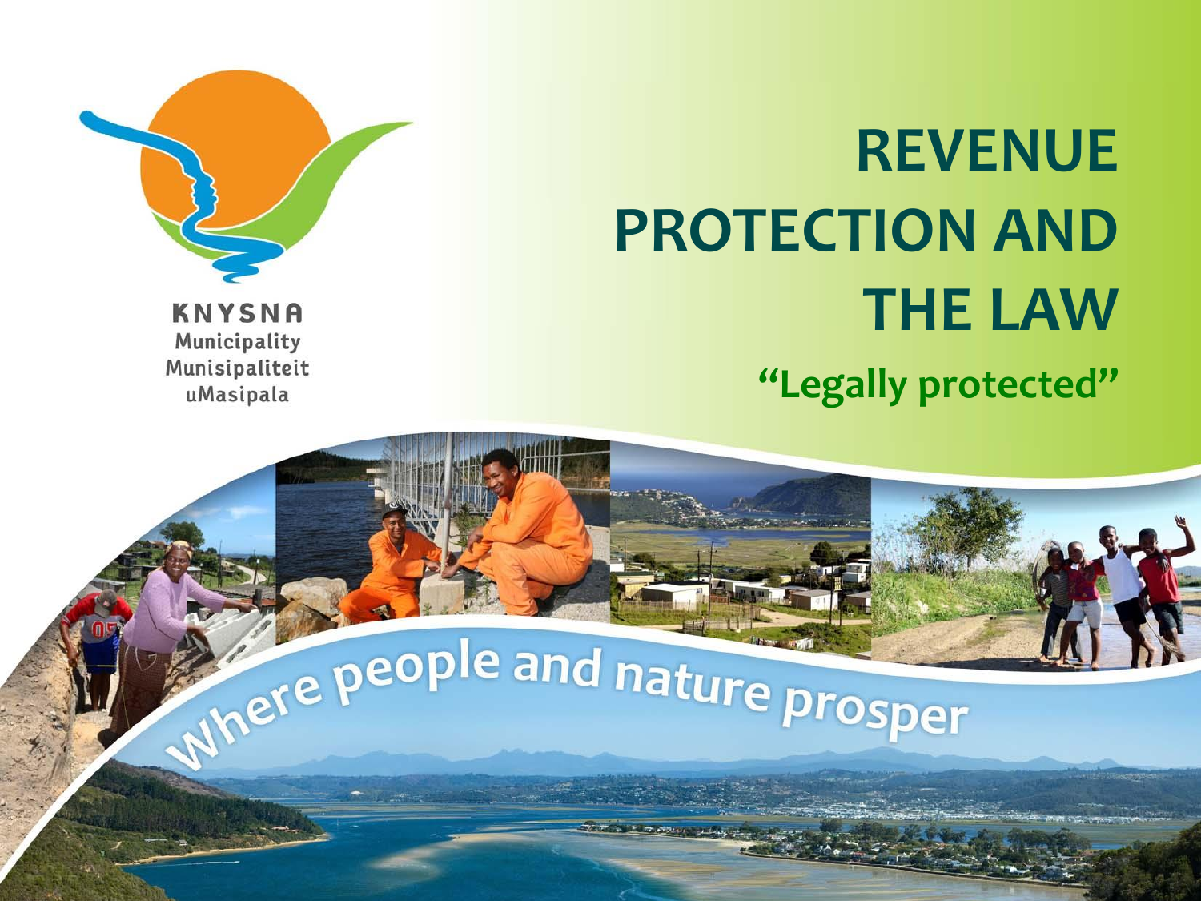KNYSNA
Municipality
Munisipaliteit
uMasipala

# REVENUE PROTECTION AND THE LAW

**"Legally protected"**

Where people and nature prosper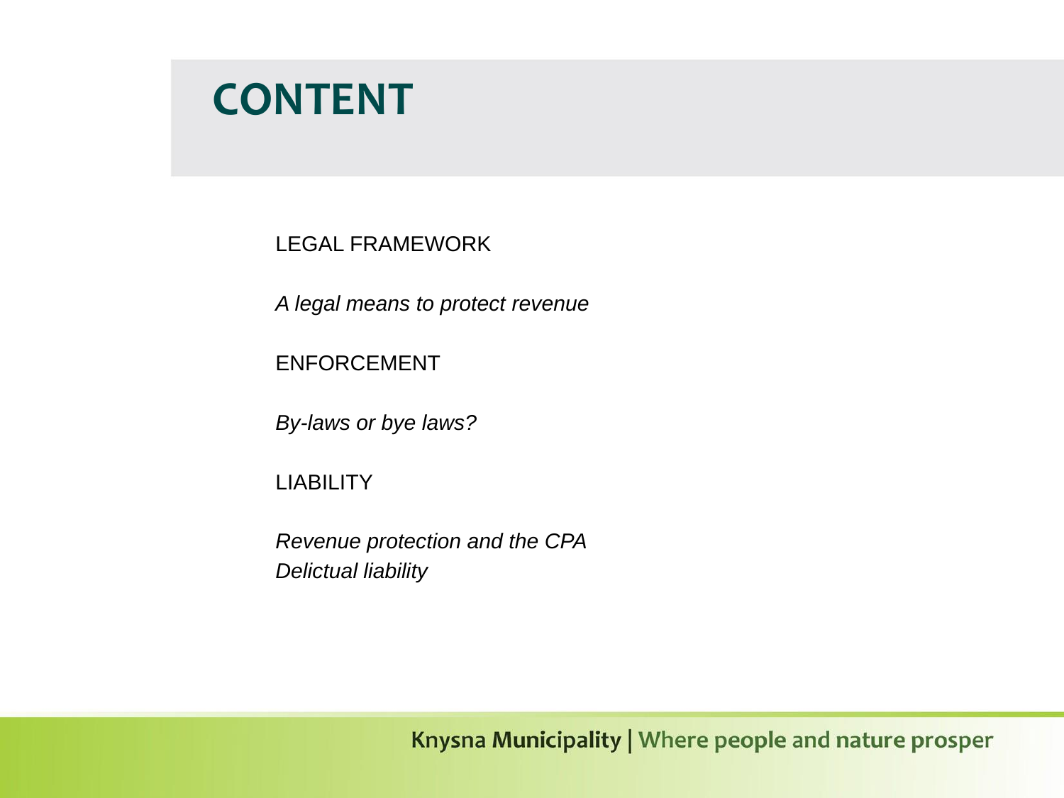# CONTENT

LEGAL FRAMEWORK

*A legal means to protect revenue*

ENFORCEMENT

*By-laws or bye laws?*

LIABILITY

*Revenue protection and the CPA*
*Delictual liability*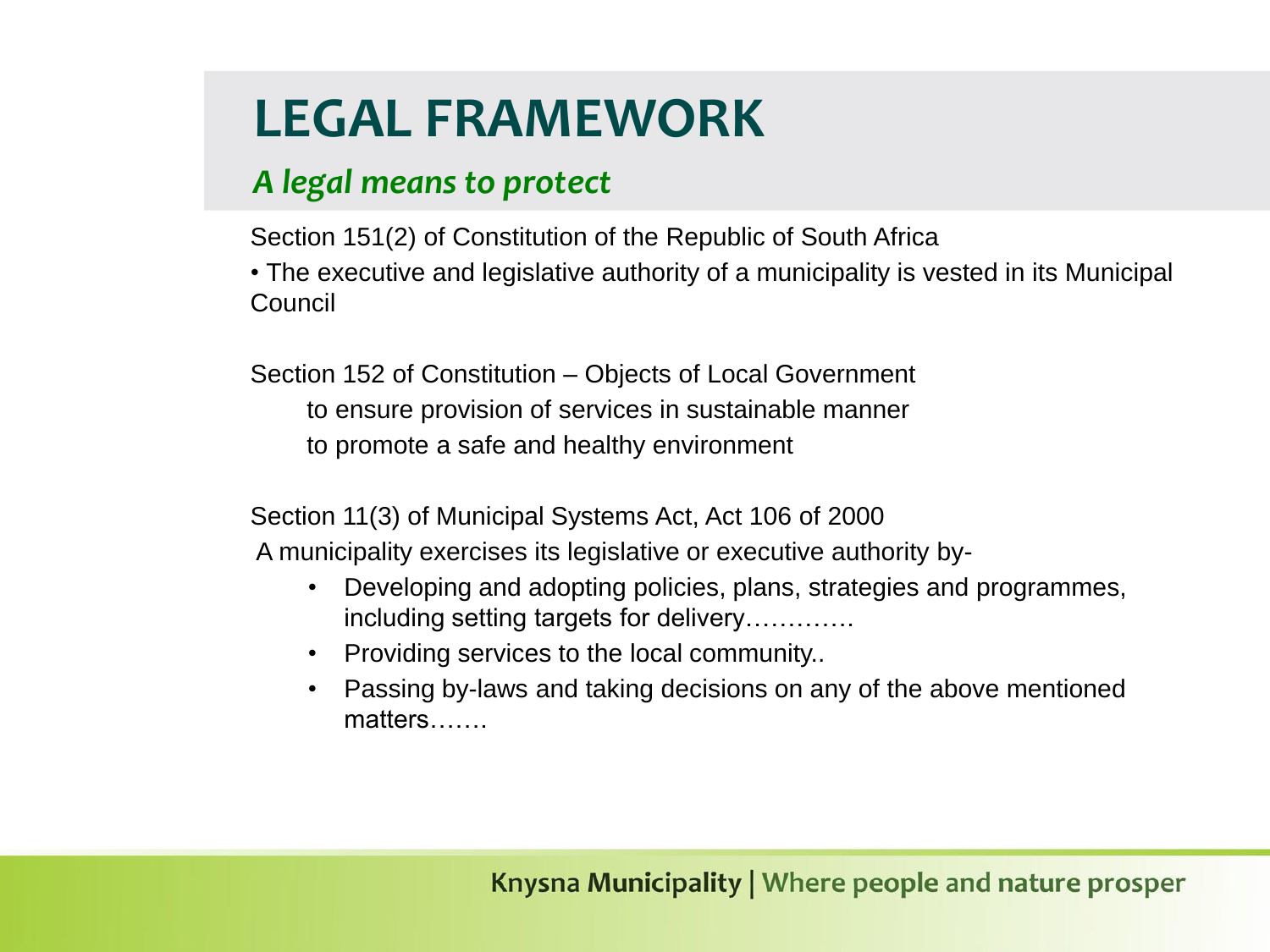# LEGAL FRAMEWORK

## *A legal means to protect*

Section 151(2) of Constitution of the Republic of South Africa

• The executive and legislative authority of a municipality is vested in its Municipal Council

Section 152 of Constitution – Objects of Local Government

to ensure provision of services in sustainable manner

to promote a safe and healthy environment

Section 11(3) of Municipal Systems Act, Act 106 of 2000

A municipality exercises its legislative or executive authority by-

- Developing and adopting policies, plans, strategies and programmes, including setting targets for delivery…………
- Providing services to the local community..
- Passing by-laws and taking decisions on any of the above mentioned matters…….

Knysna Municipality | Where people and nature prosper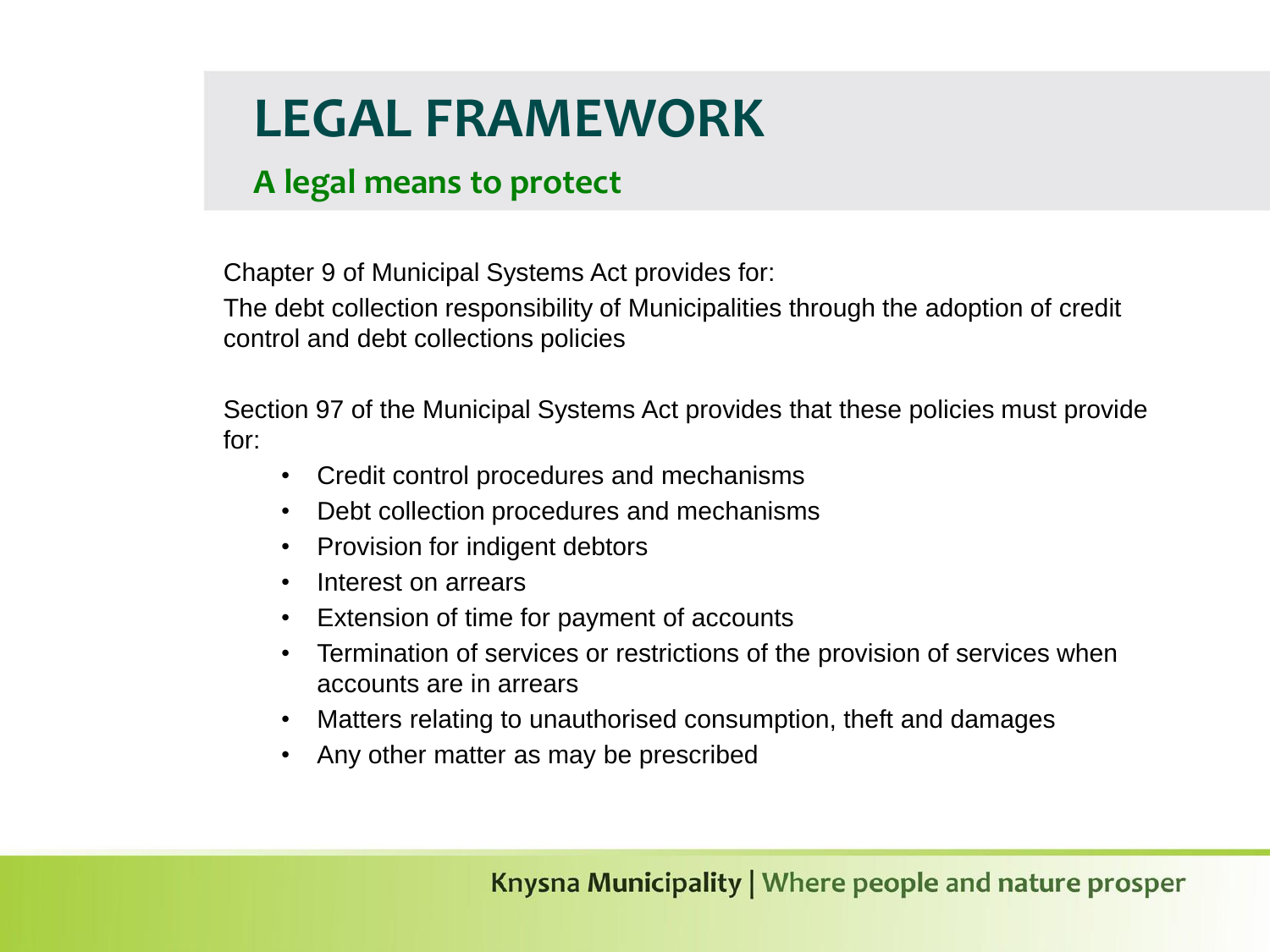# LEGAL FRAMEWORK

## A legal means to protect

Chapter 9 of Municipal Systems Act provides for:

The debt collection responsibility of Municipalities through the adoption of credit control and debt collections policies

Section 97 of the Municipal Systems Act provides that these policies must provide for:

- Credit control procedures and mechanisms
- Debt collection procedures and mechanisms
- Provision for indigent debtors
- Interest on arrears
- Extension of time for payment of accounts
- Termination of services or restrictions of the provision of services when accounts are in arrears
- Matters relating to unauthorised consumption, theft and damages
- Any other matter as may be prescribed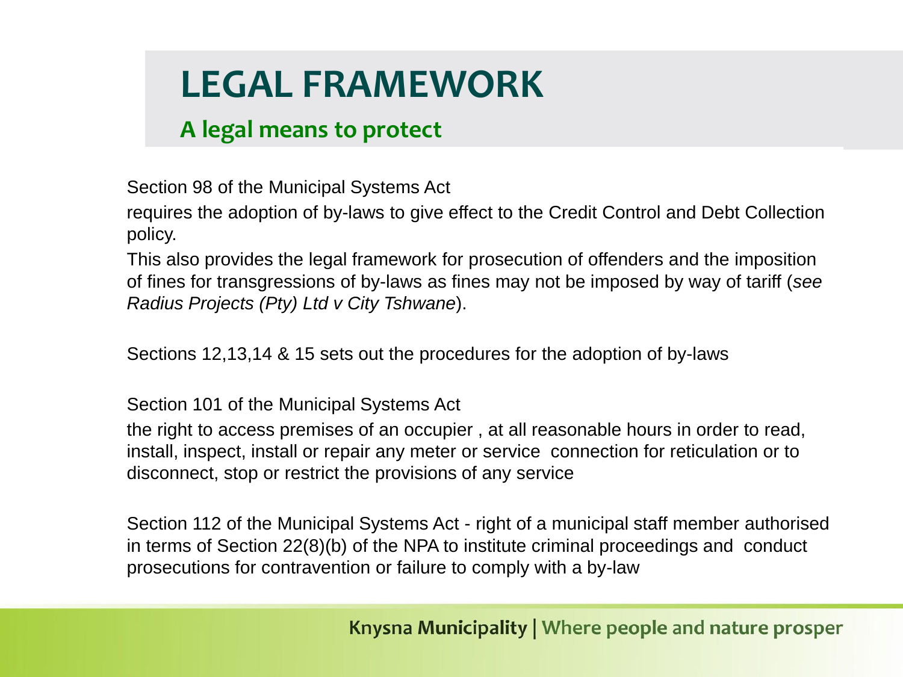# LEGAL FRAMEWORK

## A legal means to protect

Section 98 of the Municipal Systems Act

requires the adoption of by-laws to give effect to the Credit Control and Debt Collection policy.

This also provides the legal framework for prosecution of offenders and the imposition of fines for transgressions of by-laws as fines may not be imposed by way of tariff (*see Radius Projects (Pty) Ltd v City Tshwane*).

Sections 12,13,14 & 15 sets out the procedures for the adoption of by-laws

Section 101 of the Municipal Systems Act

the right to access premises of an occupier , at all reasonable hours in order to read, install, inspect, install or repair any meter or service connection for reticulation or to disconnect, stop or restrict the provisions of any service

Section 112 of the Municipal Systems Act - right of a municipal staff member authorised in terms of Section 22(8)(b) of the NPA to institute criminal proceedings and conduct prosecutions for contravention or failure to comply with a by-law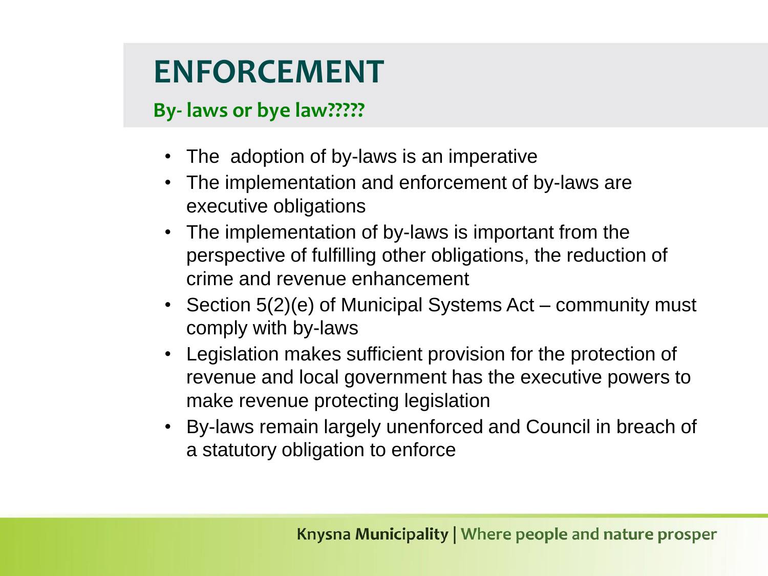# ENFORCEMENT

## By- laws or bye law?????

- The  adoption of by-laws is an imperative
- The implementation and enforcement of by-laws are executive obligations
- The implementation of by-laws is important from the perspective of fulfilling other obligations, the reduction of crime and revenue enhancement
- Section 5(2)(e) of Municipal Systems Act – community must comply with by-laws
- Legislation makes sufficient provision for the protection of revenue and local government has the executive powers to make revenue protecting legislation
- By-laws remain largely unenforced and Council in breach of a statutory obligation to enforce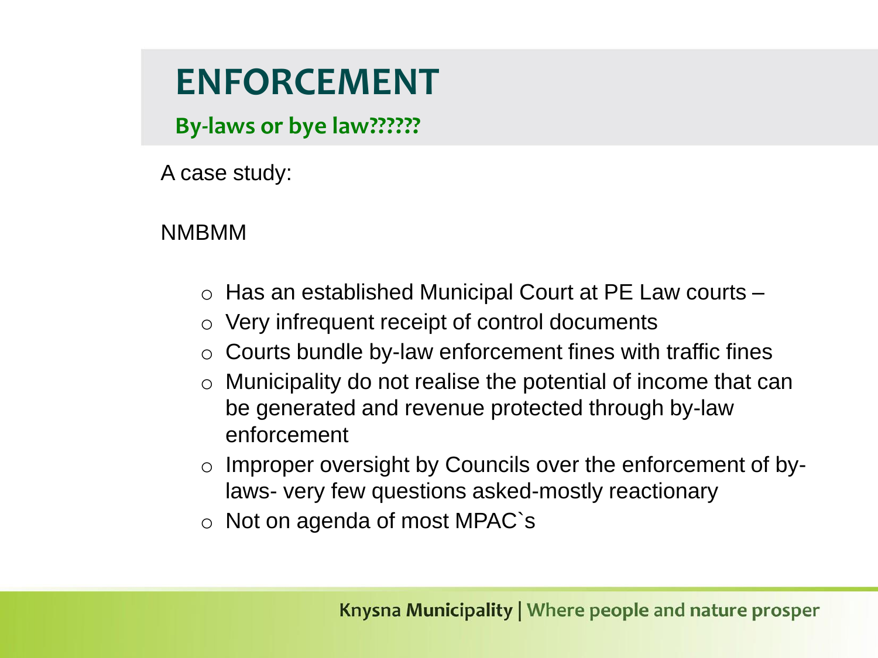# ENFORCEMENT

## By-laws or bye law??????

A case study:

NMBMM

- Has an established Municipal Court at PE Law courts –
- Very infrequent receipt of control documents
- Courts bundle by-law enforcement fines with traffic fines
- Municipality do not realise the potential of income that can be generated and revenue protected through by-law enforcement
- Improper oversight by Councils over the enforcement of by-laws- very few questions asked-mostly reactionary
- Not on agenda of most MPAC`s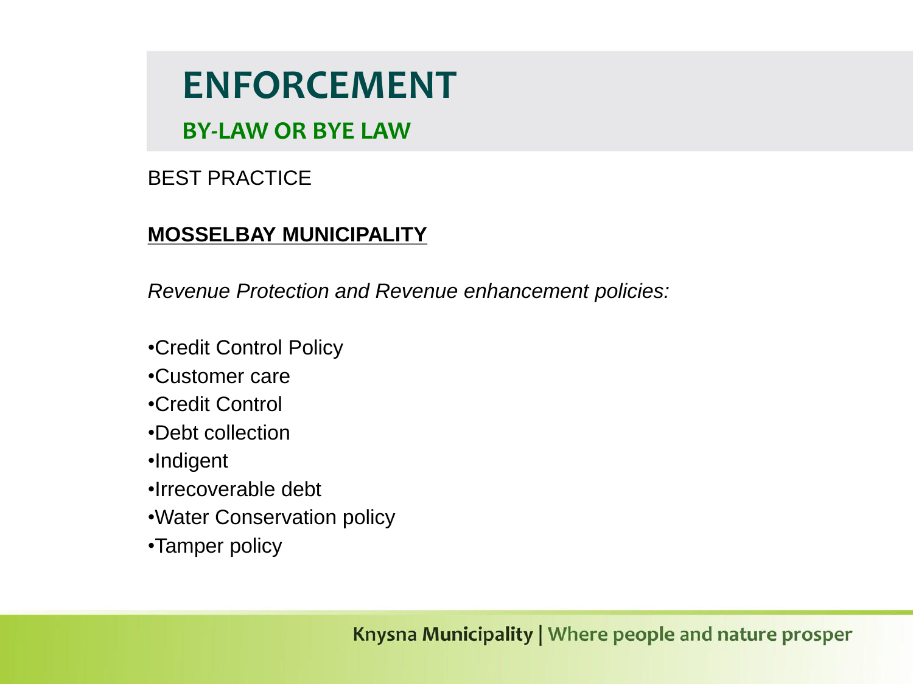# ENFORCEMENT

## BY-LAW OR BYE LAW

BEST PRACTICE

**MOSSELBAY MUNICIPALITY**

*Revenue Protection and Revenue enhancement policies:*

- Credit Control Policy
- Customer care
- Credit Control
- Debt collection
- Indigent
- Irrecoverable debt
- Water Conservation policy
- Tamper policy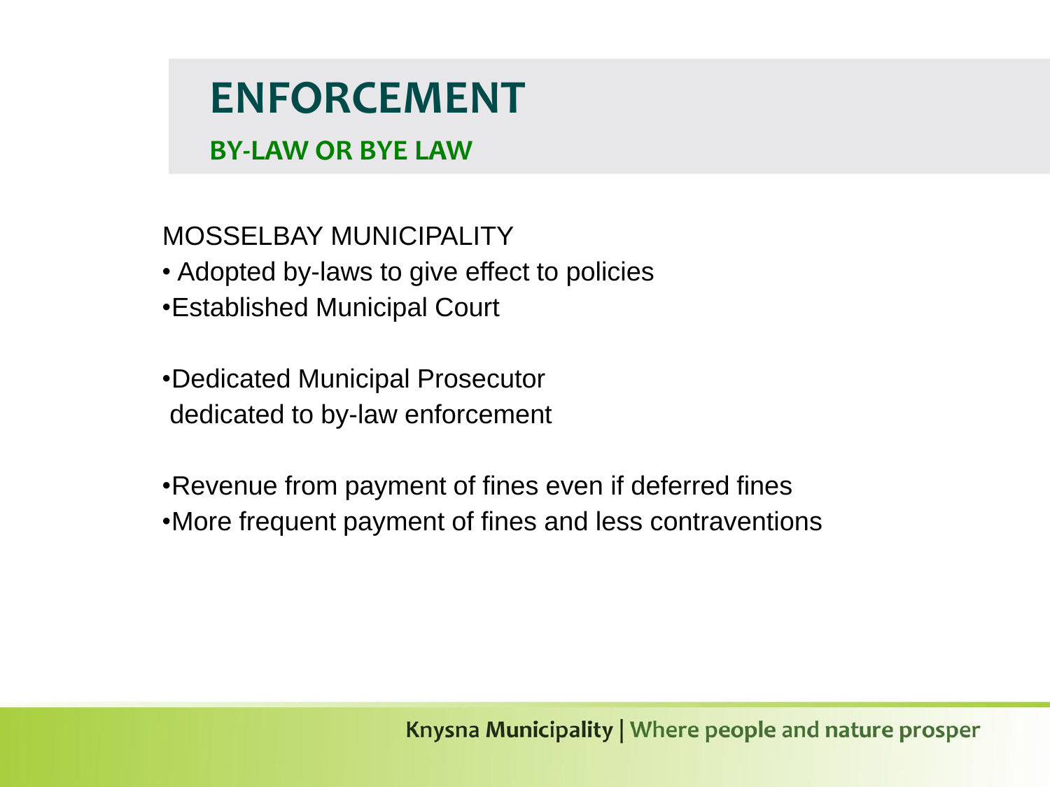# ENFORCEMENT

## BY-LAW OR BYE LAW

MOSSELBAY MUNICIPALITY

- Adopted by-laws to give effect to policies
- Established Municipal Court

- Dedicated Municipal Prosecutor
  dedicated to by-law enforcement

- Revenue from payment of fines even if deferred fines
- More frequent payment of fines and less contraventions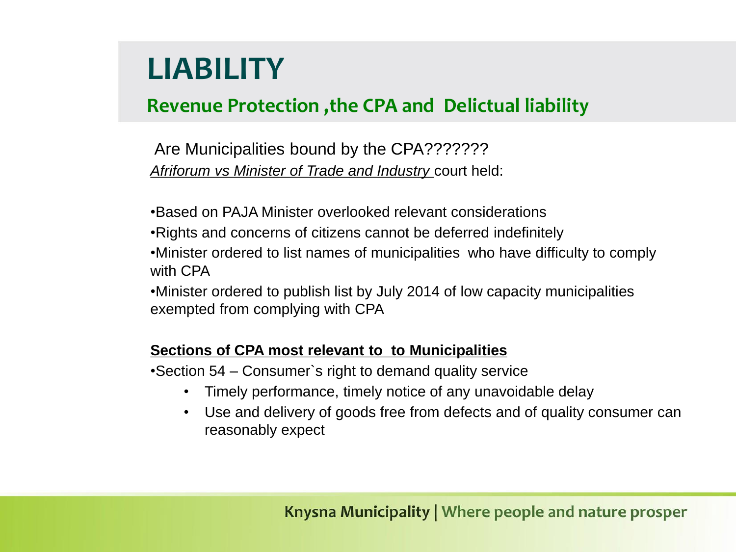# LIABILITY

## Revenue Protection ,the CPA and Delictual liability

Are Municipalities bound by the CPA???????

*Afriforum vs Minister of Trade and Industry* court held:

•Based on PAJA Minister overlooked relevant considerations

•Rights and concerns of citizens cannot be deferred indefinitely

•Minister ordered to list names of municipalities who have difficulty to comply with CPA

•Minister ordered to publish list by July 2014 of low capacity municipalities exempted from complying with CPA

**Sections of CPA most relevant to to Municipalities**

•Section 54 – Consumer`s right to demand quality service

- Timely performance, timely notice of any unavoidable delay
- Use and delivery of goods free from defects and of quality consumer can reasonably expect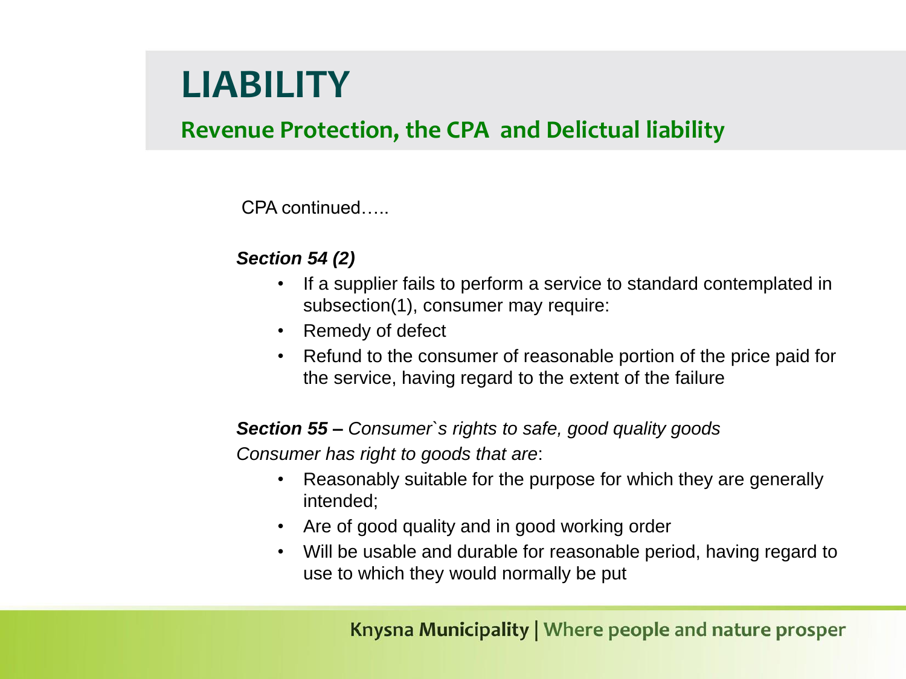# LIABILITY

## Revenue Protection, the CPA and Delictual liability

CPA continued…..

***Section 54 (2)***

- If a supplier fails to perform a service to standard contemplated in subsection(1), consumer may require:
- Remedy of defect
- Refund to the consumer of reasonable portion of the price paid for the service, having regard to the extent of the failure

***Section 55 –*** *Consumer`s rights to safe, good quality goods*

*Consumer has right to goods that are*:

- Reasonably suitable for the purpose for which they are generally intended;
- Are of good quality and in good working order
- Will be usable and durable for reasonable period, having regard to use to which they would normally be put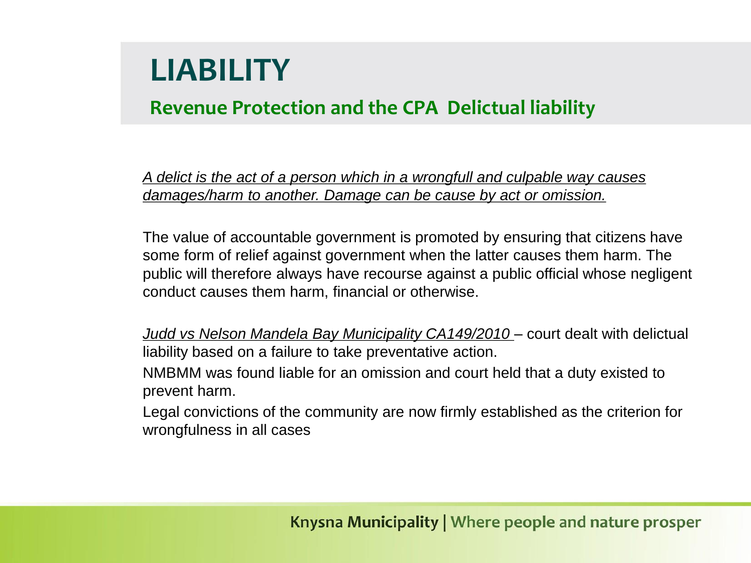# LIABILITY

## Revenue Protection and the CPA Delictual liability

*A delict is the act of a person which in a wrongfull and culpable way causes damages/harm to another. Damage can be cause by act or omission.*

The value of accountable government is promoted by ensuring that citizens have some form of relief against government when the latter causes them harm. The public will therefore always have recourse against a public official whose negligent conduct causes them harm, financial or otherwise.

*Judd vs Nelson Mandela Bay Municipality CA149/2010* – court dealt with delictual liability based on a failure to take preventative action.

NMBMM was found liable for an omission and court held that a duty existed to prevent harm.

Legal convictions of the community are now firmly established as the criterion for wrongfulness in all cases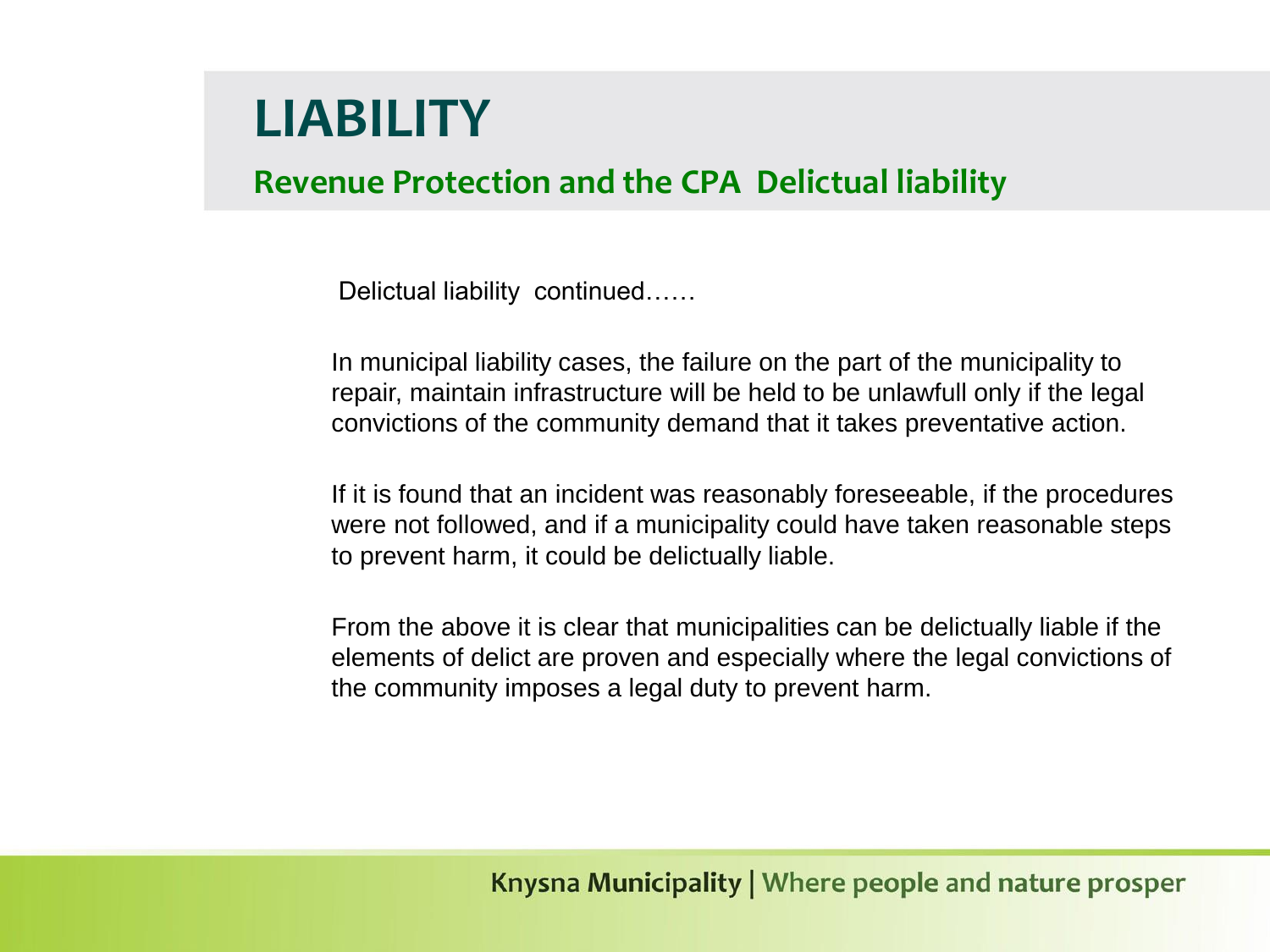# LIABILITY

## Revenue Protection and the CPA Delictual liability

Delictual liability continued……

In municipal liability cases, the failure on the part of the municipality to repair, maintain infrastructure will be held to be unlawfull only if the legal convictions of the community demand that it takes preventative action.

If it is found that an incident was reasonably foreseeable, if the procedures were not followed, and if a municipality could have taken reasonable steps to prevent harm, it could be delictually liable.

From the above it is clear that municipalities can be delictually liable if the elements of delict are proven and especially where the legal convictions of the community imposes a legal duty to prevent harm.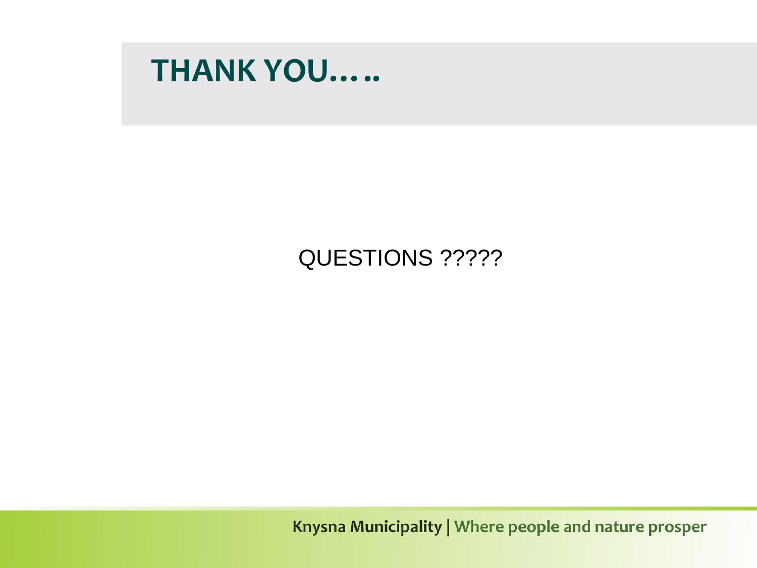# THANK YOU…..

QUESTIONS ?????